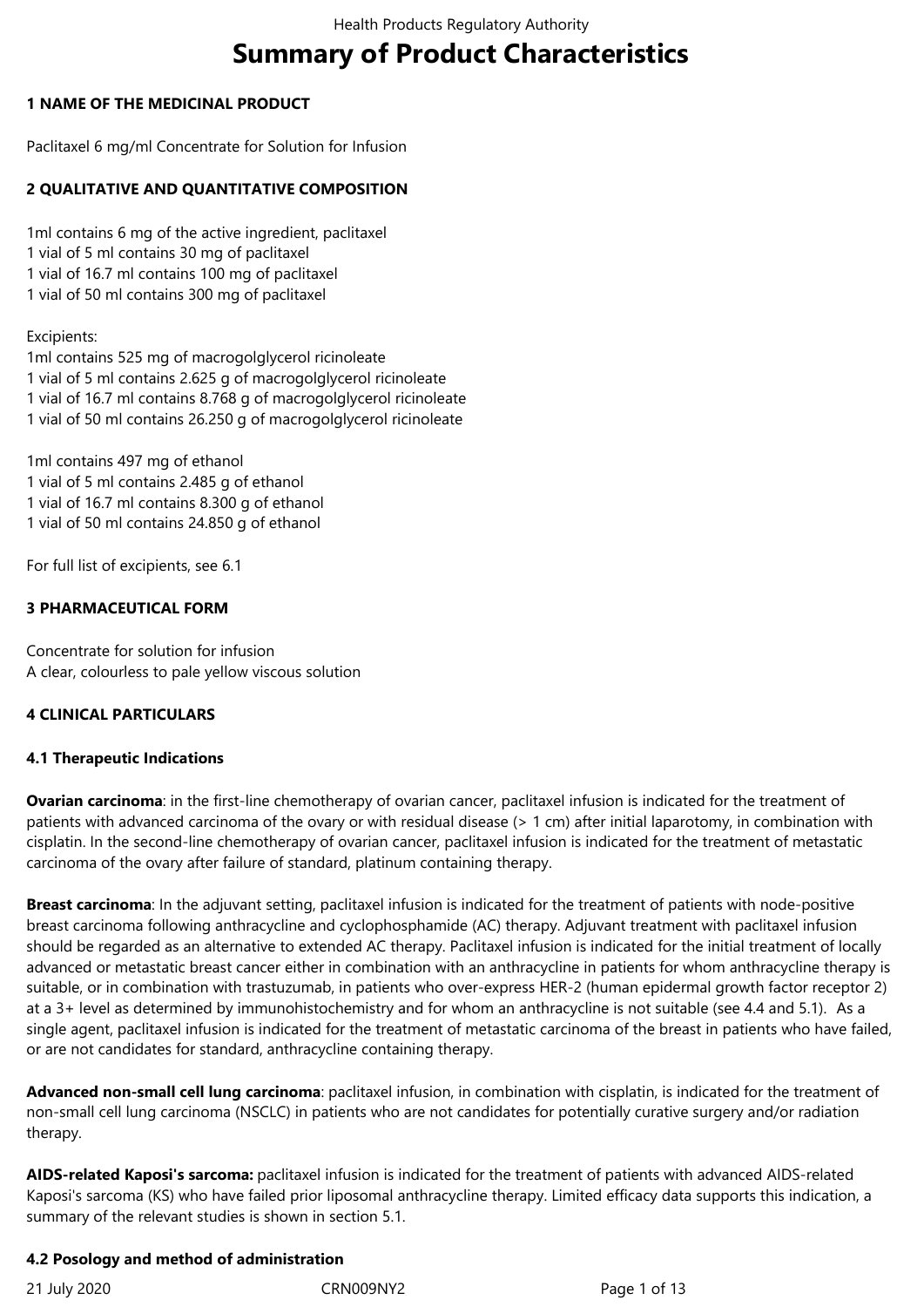# Summary of Product Characteristics

## 1 NAME OF THE MEDICINAL PRODUCT

Paclitaxel 6 mg/ml Concentrate for Solution for Infusion

## 2 QUALITATIVE AND QUANTITATIVE COMPOSITION

1ml contains 6 mg of the active ingredient, paclitaxel
1 vial of 5 ml contains 30 mg of paclitaxel
1 vial of 16.7 ml contains 100 mg of paclitaxel
1 vial of 50 ml contains 300 mg of paclitaxel

Excipients:
1ml contains 525 mg of macrogolglycerol ricinoleate
1 vial of 5 ml contains 2.625 g of macrogolglycerol ricinoleate
1 vial of 16.7 ml contains 8.768 g of macrogolglycerol ricinoleate
1 vial of 50 ml contains 26.250 g of macrogolglycerol ricinoleate

1ml contains 497 mg of ethanol
1 vial of 5 ml contains 2.485 g of ethanol
1 vial of 16.7 ml contains 8.300 g of ethanol
1 vial of 50 ml contains 24.850 g of ethanol

For full list of excipients, see 6.1

## 3 PHARMACEUTICAL FORM

Concentrate for solution for infusion
A clear, colourless to pale yellow viscous solution

## 4 CLINICAL PARTICULARS

### 4.1 Therapeutic Indications

**Ovarian carcinoma**: in the first-line chemotherapy of ovarian cancer, paclitaxel infusion is indicated for the treatment of patients with advanced carcinoma of the ovary or with residual disease (> 1 cm) after initial laparotomy, in combination with cisplatin. In the second-line chemotherapy of ovarian cancer, paclitaxel infusion is indicated for the treatment of metastatic carcinoma of the ovary after failure of standard, platinum containing therapy.

**Breast carcinoma**: In the adjuvant setting, paclitaxel infusion is indicated for the treatment of patients with node-positive breast carcinoma following anthracycline and cyclophosphamide (AC) therapy. Adjuvant treatment with paclitaxel infusion should be regarded as an alternative to extended AC therapy. Paclitaxel infusion is indicated for the initial treatment of locally advanced or metastatic breast cancer either in combination with an anthracycline in patients for whom anthracycline therapy is suitable, or in combination with trastuzumab, in patients who over-express HER-2 (human epidermal growth factor receptor 2) at a 3+ level as determined by immunohistochemistry and for whom an anthracycline is not suitable (see 4.4 and 5.1). As a single agent, paclitaxel infusion is indicated for the treatment of metastatic carcinoma of the breast in patients who have failed, or are not candidates for standard, anthracycline containing therapy.

**Advanced non-small cell lung carcinoma**: paclitaxel infusion, in combination with cisplatin, is indicated for the treatment of non-small cell lung carcinoma (NSCLC) in patients who are not candidates for potentially curative surgery and/or radiation therapy.

**AIDS-related Kaposi's sarcoma:** paclitaxel infusion is indicated for the treatment of patients with advanced AIDS-related Kaposi's sarcoma (KS) who have failed prior liposomal anthracycline therapy. Limited efficacy data supports this indication, a summary of the relevant studies is shown in section 5.1.

### 4.2 Posology and method of administration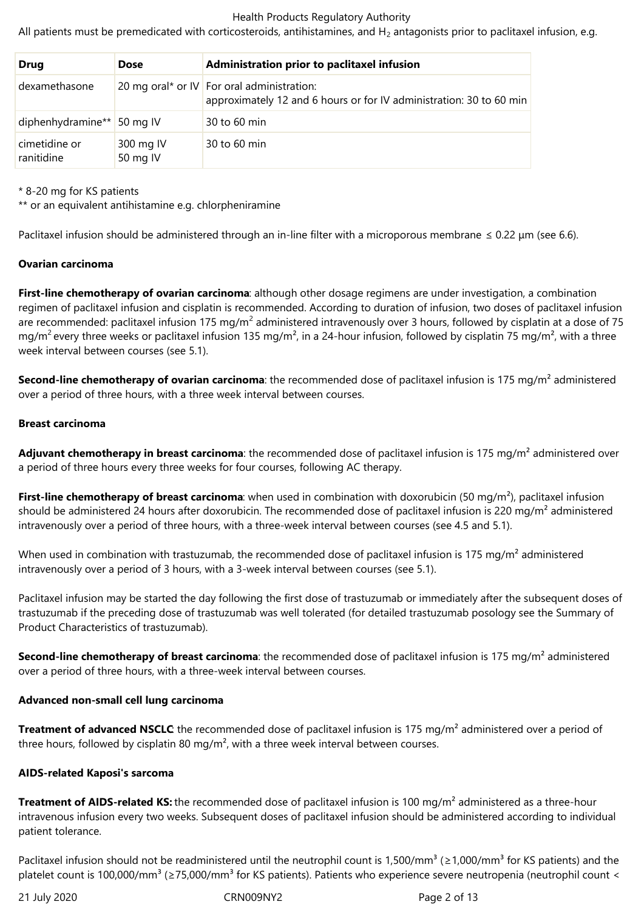All patients must be premedicated with corticosteroids, antihistamines, and $H_2$ antagonists prior to paclitaxel infusion, e.g.

| Drug | Dose | Administration prior to paclitaxel infusion |
|---|---|---|
| dexamethasone | 20 mg oral* or IV | For oral administration: approximately 12 and 6 hours or for IV administration: 30 to 60 min |
| diphenhydramine** | 50 mg IV | 30 to 60 min |
| cimetidine or ranitidine | 300 mg IV 50 mg IV | 30 to 60 min |

\* 8-20 mg for KS patients

\** or an equivalent antihistamine e.g. chlorpheniramine

Paclitaxel infusion should be administered through an in-line filter with a microporous membrane ≤ 0.22 µm (see 6.6).

**Ovarian carcinoma**

**First-line chemotherapy of ovarian carcinoma**: although other dosage regimens are under investigation, a combination regimen of paclitaxel infusion and cisplatin is recommended. According to duration of infusion, two doses of paclitaxel infusion are recommended: paclitaxel infusion 175 mg/m² administered intravenously over 3 hours, followed by cisplatin at a dose of 75 mg/m² every three weeks or paclitaxel infusion 135 mg/m², in a 24-hour infusion, followed by cisplatin 75 mg/m², with a three week interval between courses (see 5.1).

**Second-line chemotherapy of ovarian carcinoma**: the recommended dose of paclitaxel infusion is 175 mg/m² administered over a period of three hours, with a three week interval between courses.

**Breast carcinoma**

**Adjuvant chemotherapy in breast carcinoma**: the recommended dose of paclitaxel infusion is 175 mg/m² administered over a period of three hours every three weeks for four courses, following AC therapy.

**First-line chemotherapy of breast carcinoma**: when used in combination with doxorubicin (50 mg/m²), paclitaxel infusion should be administered 24 hours after doxorubicin. The recommended dose of paclitaxel infusion is 220 mg/m² administered intravenously over a period of three hours, with a three-week interval between courses (see 4.5 and 5.1).

When used in combination with trastuzumab, the recommended dose of paclitaxel infusion is 175 mg/m² administered intravenously over a period of 3 hours, with a 3-week interval between courses (see 5.1).

Paclitaxel infusion may be started the day following the first dose of trastuzumab or immediately after the subsequent doses of trastuzumab if the preceding dose of trastuzumab was well tolerated (for detailed trastuzumab posology see the Summary of Product Characteristics of trastuzumab).

**Second-line chemotherapy of breast carcinoma**: the recommended dose of paclitaxel infusion is 175 mg/m² administered over a period of three hours, with a three-week interval between courses.

**Advanced non-small cell lung carcinoma**

**Treatment of advanced NSCLC**: the recommended dose of paclitaxel infusion is 175 mg/m² administered over a period of three hours, followed by cisplatin 80 mg/m², with a three week interval between courses.

**AIDS-related Kaposi's sarcoma**

**Treatment of AIDS-related KS:** the recommended dose of paclitaxel infusion is 100 mg/m² administered as a three-hour intravenous infusion every two weeks. Subsequent doses of paclitaxel infusion should be administered according to individual patient tolerance.

Paclitaxel infusion should not be readministered until the neutrophil count is 1,500/mm³ (≥1,000/mm³ for KS patients) and the platelet count is 100,000/mm³ (≥75,000/mm³ for KS patients). Patients who experience severe neutropenia (neutrophil count <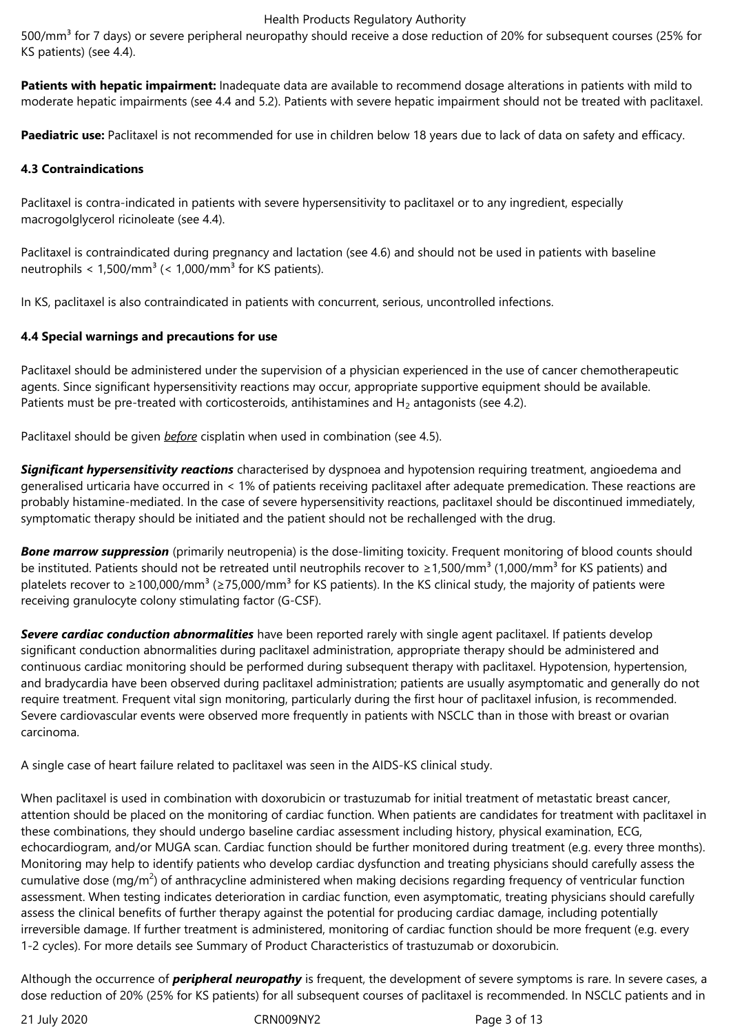500/mm³ for 7 days) or severe peripheral neuropathy should receive a dose reduction of 20% for subsequent courses (25% for KS patients) (see 4.4).

**Patients with hepatic impairment:** Inadequate data are available to recommend dosage alterations in patients with mild to moderate hepatic impairments (see 4.4 and 5.2). Patients with severe hepatic impairment should not be treated with paclitaxel.

**Paediatric use:** Paclitaxel is not recommended for use in children below 18 years due to lack of data on safety and efficacy.

### 4.3 Contraindications

Paclitaxel is contra-indicated in patients with severe hypersensitivity to paclitaxel or to any ingredient, especially macrogolglycerol ricinoleate (see 4.4).

Paclitaxel is contraindicated during pregnancy and lactation (see 4.6) and should not be used in patients with baseline neutrophils < 1,500/mm³ (< 1,000/mm³ for KS patients).

In KS, paclitaxel is also contraindicated in patients with concurrent, serious, uncontrolled infections.

### 4.4 Special warnings and precautions for use

Paclitaxel should be administered under the supervision of a physician experienced in the use of cancer chemotherapeutic agents. Since significant hypersensitivity reactions may occur, appropriate supportive equipment should be available. Patients must be pre-treated with corticosteroids, antihistamines and $H_2$ antagonists (see 4.2).

Paclitaxel should be given ***before*** cisplatin when used in combination (see 4.5).

***Significant hypersensitivity reactions*** characterised by dyspnoea and hypotension requiring treatment, angioedema and generalised urticaria have occurred in < 1% of patients receiving paclitaxel after adequate premedication. These reactions are probably histamine-mediated. In the case of severe hypersensitivity reactions, paclitaxel should be discontinued immediately, symptomatic therapy should be initiated and the patient should not be rechallenged with the drug.

***Bone marrow suppression*** (primarily neutropenia) is the dose-limiting toxicity. Frequent monitoring of blood counts should be instituted. Patients should not be retreated until neutrophils recover to ≥1,500/mm³ (1,000/mm³ for KS patients) and platelets recover to ≥100,000/mm³ (≥75,000/mm³ for KS patients). In the KS clinical study, the majority of patients were receiving granulocyte colony stimulating factor (G-CSF).

***Severe cardiac conduction abnormalities*** have been reported rarely with single agent paclitaxel. If patients develop significant conduction abnormalities during paclitaxel administration, appropriate therapy should be administered and continuous cardiac monitoring should be performed during subsequent therapy with paclitaxel. Hypotension, hypertension, and bradycardia have been observed during paclitaxel administration; patients are usually asymptomatic and generally do not require treatment. Frequent vital sign monitoring, particularly during the first hour of paclitaxel infusion, is recommended. Severe cardiovascular events were observed more frequently in patients with NSCLC than in those with breast or ovarian carcinoma.

A single case of heart failure related to paclitaxel was seen in the AIDS-KS clinical study.

When paclitaxel is used in combination with doxorubicin or trastuzumab for initial treatment of metastatic breast cancer, attention should be placed on the monitoring of cardiac function. When patients are candidates for treatment with paclitaxel in these combinations, they should undergo baseline cardiac assessment including history, physical examination, ECG, echocardiogram, and/or MUGA scan. Cardiac function should be further monitored during treatment (e.g. every three months). Monitoring may help to identify patients who develop cardiac dysfunction and treating physicians should carefully assess the cumulative dose (mg/m²) of anthracycline administered when making decisions regarding frequency of ventricular function assessment. When testing indicates deterioration in cardiac function, even asymptomatic, treating physicians should carefully assess the clinical benefits of further therapy against the potential for producing cardiac damage, including potentially irreversible damage. If further treatment is administered, monitoring of cardiac function should be more frequent (e.g. every 1-2 cycles). For more details see Summary of Product Characteristics of trastuzumab or doxorubicin.

Although the occurrence of ***peripheral neuropathy*** is frequent, the development of severe symptoms is rare. In severe cases, a dose reduction of 20% (25% for KS patients) for all subsequent courses of paclitaxel is recommended. In NSCLC patients and in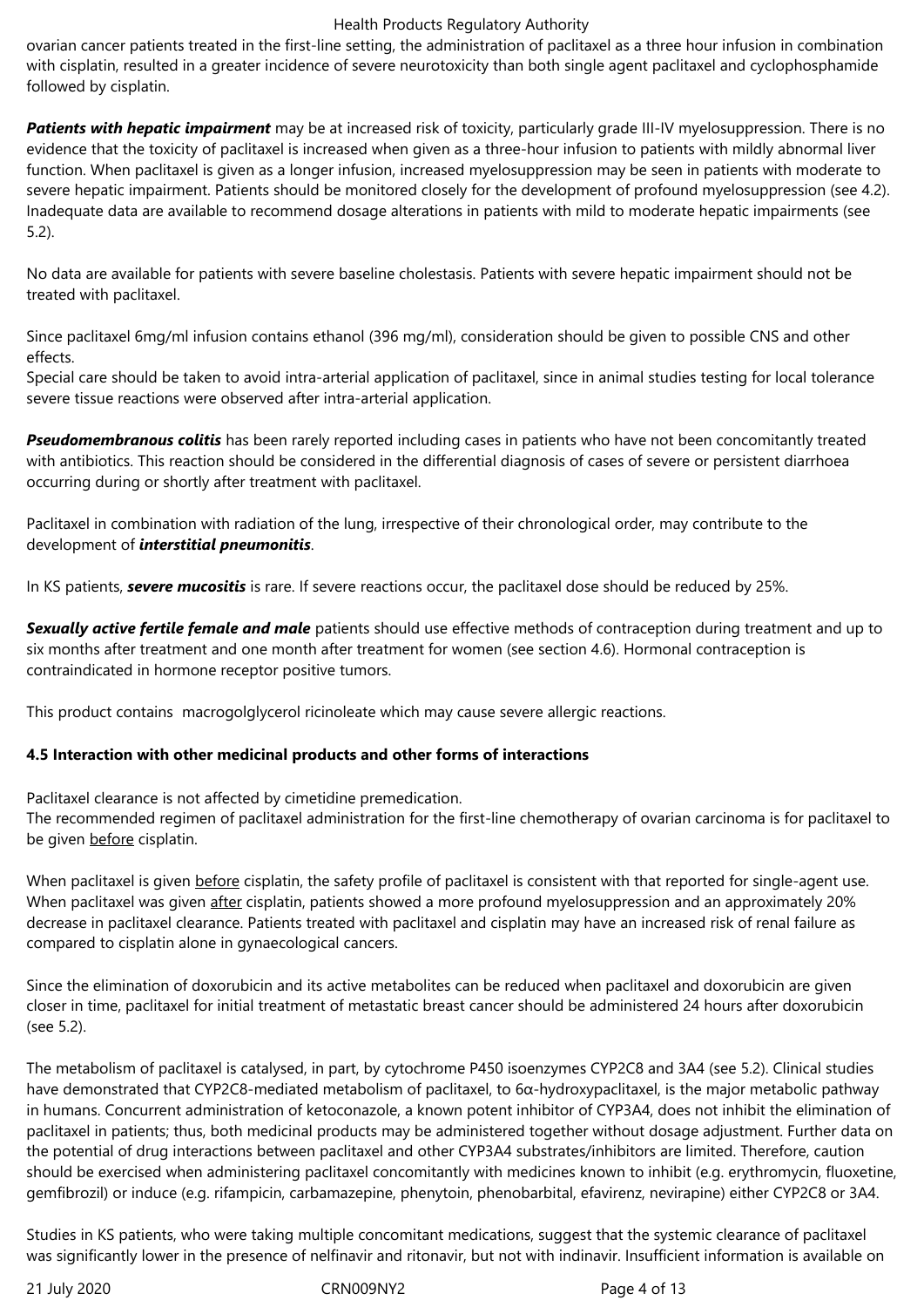ovarian cancer patients treated in the first-line setting, the administration of paclitaxel as a three hour infusion in combination with cisplatin, resulted in a greater incidence of severe neurotoxicity than both single agent paclitaxel and cyclophosphamide followed by cisplatin.

***Patients with hepatic impairment*** may be at increased risk of toxicity, particularly grade III-IV myelosuppression. There is no evidence that the toxicity of paclitaxel is increased when given as a three-hour infusion to patients with mildly abnormal liver function. When paclitaxel is given as a longer infusion, increased myelosuppression may be seen in patients with moderate to severe hepatic impairment. Patients should be monitored closely for the development of profound myelosuppression (see 4.2). Inadequate data are available to recommend dosage alterations in patients with mild to moderate hepatic impairments (see 5.2).

No data are available for patients with severe baseline cholestasis. Patients with severe hepatic impairment should not be treated with paclitaxel.

Since paclitaxel 6mg/ml infusion contains ethanol (396 mg/ml), consideration should be given to possible CNS and other effects.
Special care should be taken to avoid intra-arterial application of paclitaxel, since in animal studies testing for local tolerance severe tissue reactions were observed after intra-arterial application.

***Pseudomembranous colitis*** has been rarely reported including cases in patients who have not been concomitantly treated with antibiotics. This reaction should be considered in the differential diagnosis of cases of severe or persistent diarrhoea occurring during or shortly after treatment with paclitaxel.

Paclitaxel in combination with radiation of the lung, irrespective of their chronological order, may contribute to the development of ***interstitial pneumonitis***.

In KS patients, ***severe mucositis*** is rare. If severe reactions occur, the paclitaxel dose should be reduced by 25%.

***Sexually active fertile female and male*** patients should use effective methods of contraception during treatment and up to six months after treatment and one month after treatment for women (see section 4.6). Hormonal contraception is contraindicated in hormone receptor positive tumors.

This product contains macrogolglycerol ricinoleate which may cause severe allergic reactions.

**4.5 Interaction with other medicinal products and other forms of interactions**

Paclitaxel clearance is not affected by cimetidine premedication.
The recommended regimen of paclitaxel administration for the first-line chemotherapy of ovarian carcinoma is for paclitaxel to be given before cisplatin.

When paclitaxel is given before cisplatin, the safety profile of paclitaxel is consistent with that reported for single-agent use. When paclitaxel was given after cisplatin, patients showed a more profound myelosuppression and an approximately 20% decrease in paclitaxel clearance. Patients treated with paclitaxel and cisplatin may have an increased risk of renal failure as compared to cisplatin alone in gynaecological cancers.

Since the elimination of doxorubicin and its active metabolites can be reduced when paclitaxel and doxorubicin are given closer in time, paclitaxel for initial treatment of metastatic breast cancer should be administered 24 hours after doxorubicin (see 5.2).

The metabolism of paclitaxel is catalysed, in part, by cytochrome P450 isoenzymes CYP2C8 and 3A4 (see 5.2). Clinical studies have demonstrated that CYP2C8-mediated metabolism of paclitaxel, to 6α-hydroxypaclitaxel, is the major metabolic pathway in humans. Concurrent administration of ketoconazole, a known potent inhibitor of CYP3A4, does not inhibit the elimination of paclitaxel in patients; thus, both medicinal products may be administered together without dosage adjustment. Further data on the potential of drug interactions between paclitaxel and other CYP3A4 substrates/inhibitors are limited. Therefore, caution should be exercised when administering paclitaxel concomitantly with medicines known to inhibit (e.g. erythromycin, fluoxetine, gemfibrozil) or induce (e.g. rifampicin, carbamazepine, phenytoin, phenobarbital, efavirenz, nevirapine) either CYP2C8 or 3A4.

Studies in KS patients, who were taking multiple concomitant medications, suggest that the systemic clearance of paclitaxel was significantly lower in the presence of nelfinavir and ritonavir, but not with indinavir. Insufficient information is available on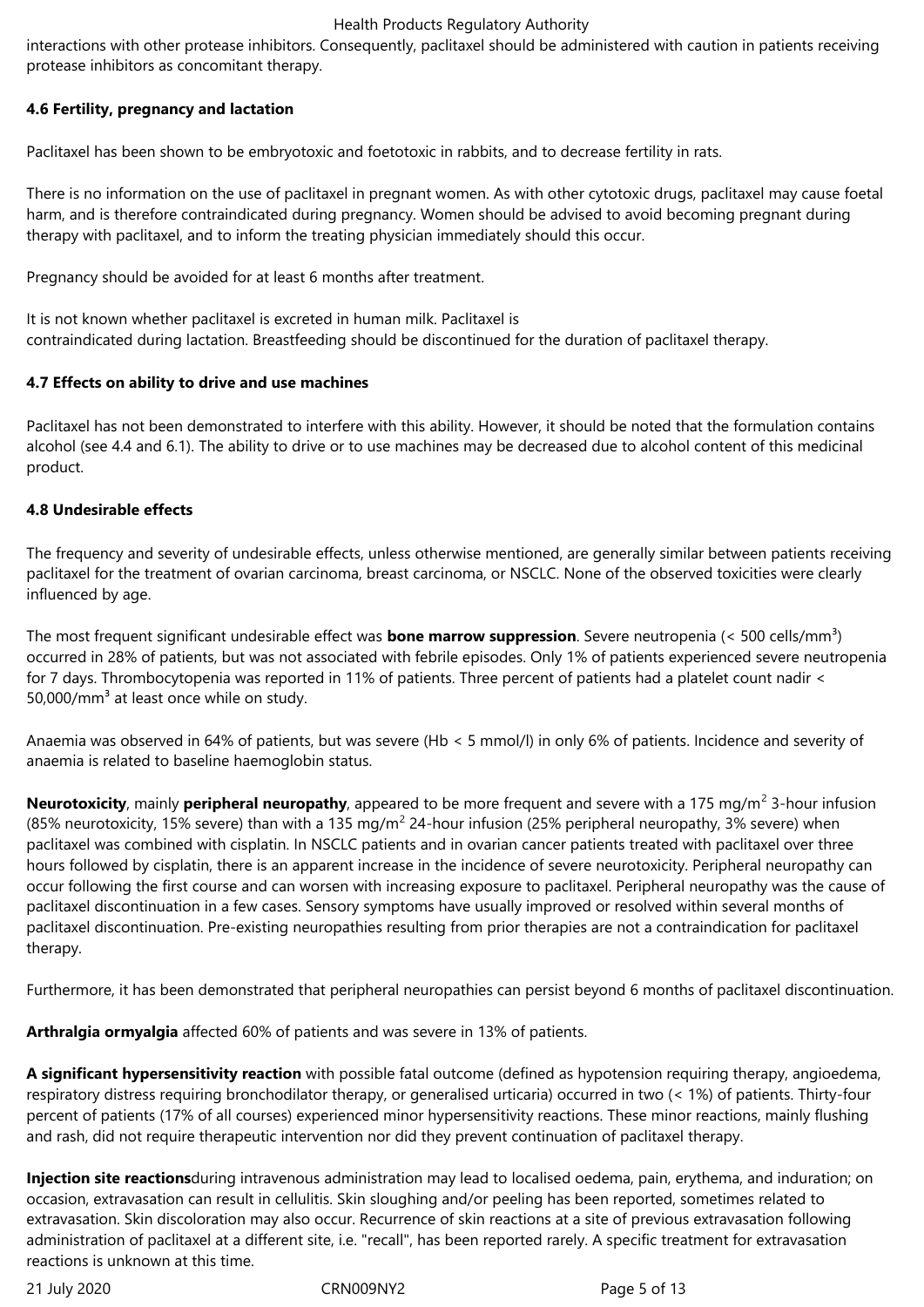interactions with other protease inhibitors. Consequently, paclitaxel should be administered with caution in patients receiving protease inhibitors as concomitant therapy.

### 4.6 Fertility, pregnancy and lactation

Paclitaxel has been shown to be embryotoxic and foetotoxic in rabbits, and to decrease fertility in rats.

There is no information on the use of paclitaxel in pregnant women. As with other cytotoxic drugs, paclitaxel may cause foetal harm, and is therefore contraindicated during pregnancy. Women should be advised to avoid becoming pregnant during therapy with paclitaxel, and to inform the treating physician immediately should this occur.

Pregnancy should be avoided for at least 6 months after treatment.

It is not known whether paclitaxel is excreted in human milk. Paclitaxel is contraindicated during lactation. Breastfeeding should be discontinued for the duration of paclitaxel therapy.

### 4.7 Effects on ability to drive and use machines

Paclitaxel has not been demonstrated to interfere with this ability. However, it should be noted that the formulation contains alcohol (see 4.4 and 6.1). The ability to drive or to use machines may be decreased due to alcohol content of this medicinal product.

### 4.8 Undesirable effects

The frequency and severity of undesirable effects, unless otherwise mentioned, are generally similar between patients receiving paclitaxel for the treatment of ovarian carcinoma, breast carcinoma, or NSCLC. None of the observed toxicities were clearly influenced by age.

The most frequent significant undesirable effect was **bone marrow suppression**. Severe neutropenia (< 500 cells/$mm^3$) occurred in 28% of patients, but was not associated with febrile episodes. Only 1% of patients experienced severe neutropenia for 7 days. Thrombocytopenia was reported in 11% of patients. Three percent of patients had a platelet count nadir < 50,000/$mm^3$ at least once while on study.

Anaemia was observed in 64% of patients, but was severe (Hb < 5 mmol/l) in only 6% of patients. Incidence and severity of anaemia is related to baseline haemoglobin status.

**Neurotoxicity**, mainly **peripheral neuropathy**, appeared to be more frequent and severe with a 175 mg/$m^2$ 3-hour infusion (85% neurotoxicity, 15% severe) than with a 135 mg/$m^2$ 24-hour infusion (25% peripheral neuropathy, 3% severe) when paclitaxel was combined with cisplatin. In NSCLC patients and in ovarian cancer patients treated with paclitaxel over three hours followed by cisplatin, there is an apparent increase in the incidence of severe neurotoxicity. Peripheral neuropathy can occur following the first course and can worsen with increasing exposure to paclitaxel. Peripheral neuropathy was the cause of paclitaxel discontinuation in a few cases. Sensory symptoms have usually improved or resolved within several months of paclitaxel discontinuation. Pre-existing neuropathies resulting from prior therapies are not a contraindication for paclitaxel therapy.

Furthermore, it has been demonstrated that peripheral neuropathies can persist beyond 6 months of paclitaxel discontinuation.

**Arthralgia ormyalgia** affected 60% of patients and was severe in 13% of patients.

**A significant hypersensitivity reaction** with possible fatal outcome (defined as hypotension requiring therapy, angioedema, respiratory distress requiring bronchodilator therapy, or generalised urticaria) occurred in two (< 1%) of patients. Thirty-four percent of patients (17% of all courses) experienced minor hypersensitivity reactions. These minor reactions, mainly flushing and rash, did not require therapeutic intervention nor did they prevent continuation of paclitaxel therapy.

**Injection site reactions**during intravenous administration may lead to localised oedema, pain, erythema, and induration; on occasion, extravasation can result in cellulitis. Skin sloughing and/or peeling has been reported, sometimes related to extravasation. Skin discoloration may also occur. Recurrence of skin reactions at a site of previous extravasation following administration of paclitaxel at a different site, i.e. "recall", has been reported rarely. A specific treatment for extravasation reactions is unknown at this time.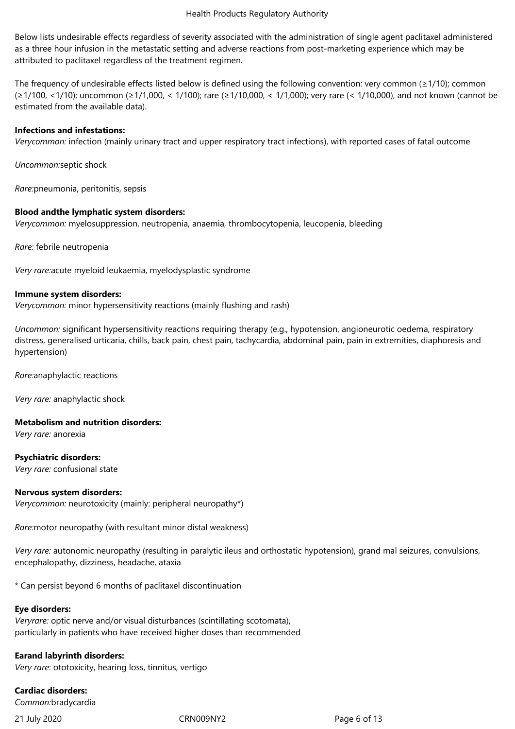Below lists undesirable effects regardless of severity associated with the administration of single agent paclitaxel administered as a three hour infusion in the metastatic setting and adverse reactions from post-marketing experience which may be attributed to paclitaxel regardless of the treatment regimen.

The frequency of undesirable effects listed below is defined using the following convention: very common (≥1/10); common (≥1/100, <1/10); uncommon (≥1/1,000, < 1/100); rare (≥1/10,000, < 1/1,000); very rare (< 1/10,000), and not known (cannot be estimated from the available data).

**Infections and infestations:**
*Verycommon:* infection (mainly urinary tract and upper respiratory tract infections), with reported cases of fatal outcome

*Uncommon:*septic shock

*Rare:*pneumonia, peritonitis, sepsis

**Blood andthe lymphatic system disorders:**
*Verycommon:* myelosuppression, neutropenia, anaemia, thrombocytopenia, leucopenia, bleeding

*Rare:* febrile neutropenia

*Very rare:*acute myeloid leukaemia, myelodysplastic syndrome

**Immune system disorders:**
*Verycommon:* minor hypersensitivity reactions (mainly flushing and rash)

*Uncommon:* significant hypersensitivity reactions requiring therapy (e.g., hypotension, angioneurotic oedema, respiratory distress, generalised urticaria, chills, back pain, chest pain, tachycardia, abdominal pain, pain in extremities, diaphoresis and hypertension)

*Rare:*anaphylactic reactions

*Very rare:* anaphylactic shock

**Metabolism and nutrition disorders:**
*Very rare:* anorexia

**Psychiatric disorders:**
*Very rare:* confusional state

**Nervous system disorders:**
*Verycommon:* neurotoxicity (mainly: peripheral neuropathy*)

*Rare:*motor neuropathy (with resultant minor distal weakness)

*Very rare:* autonomic neuropathy (resulting in paralytic ileus and orthostatic hypotension), grand mal seizures, convulsions, encephalopathy, dizziness, headache, ataxia

* Can persist beyond 6 months of paclitaxel discontinuation

**Eye disorders:**
*Veryrare:* optic nerve and/or visual disturbances (scintillating scotomata), particularly in patients who have received higher doses than recommended

**Earand labyrinth disorders:**
*Very rare*: ototoxicity, hearing loss, tinnitus, vertigo

**Cardiac disorders:**
*Common:*bradycardia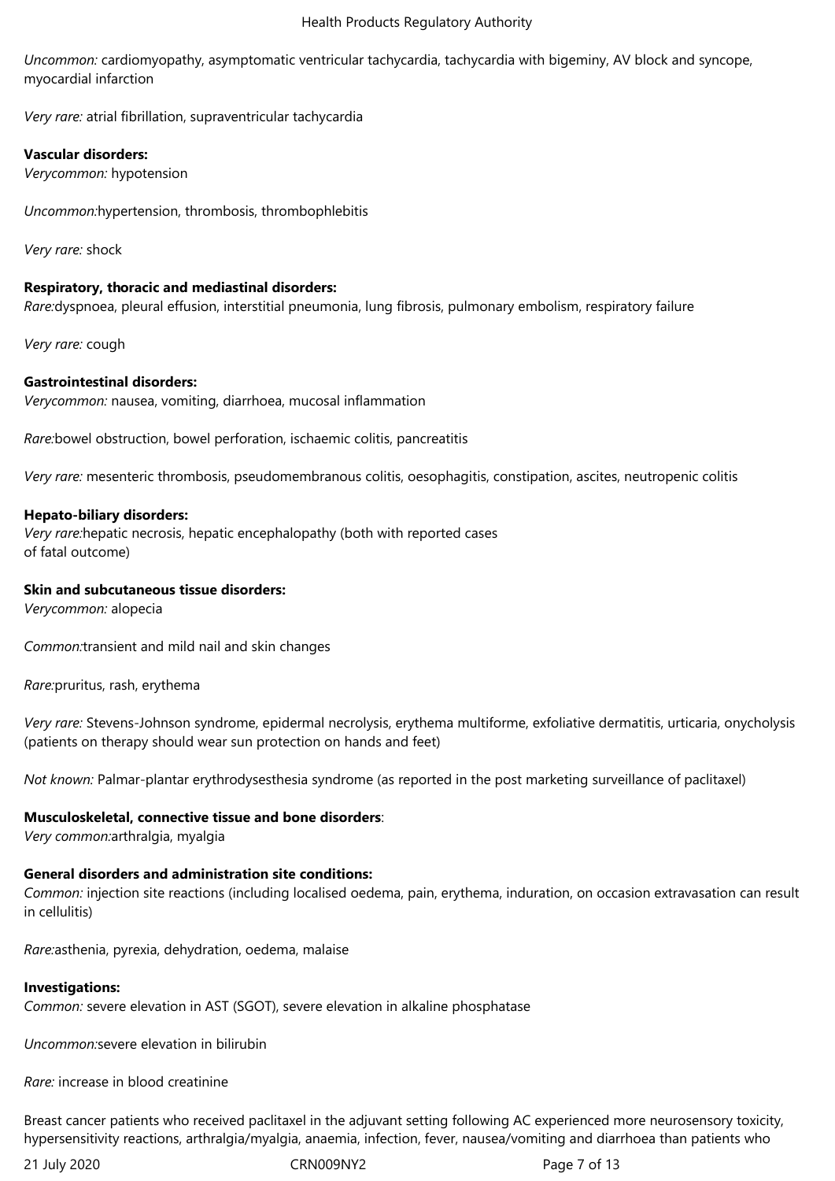*Uncommon:* cardiomyopathy, asymptomatic ventricular tachycardia, tachycardia with bigeminy, AV block and syncope, myocardial infarction

*Very rare:* atrial fibrillation, supraventricular tachycardia

**Vascular disorders:**
*Verycommon:* hypotension

*Uncommon:*hypertension, thrombosis, thrombophlebitis

*Very rare:* shock

**Respiratory, thoracic and mediastinal disorders:**
*Rare:*dyspnoea, pleural effusion, interstitial pneumonia, lung fibrosis, pulmonary embolism, respiratory failure

*Very rare:* cough

**Gastrointestinal disorders:**
*Verycommon:* nausea, vomiting, diarrhoea, mucosal inflammation

*Rare:*bowel obstruction, bowel perforation, ischaemic colitis, pancreatitis

*Very rare:* mesenteric thrombosis, pseudomembranous colitis, oesophagitis, constipation, ascites, neutropenic colitis

**Hepato-biliary disorders:**
*Very rare:*hepatic necrosis, hepatic encephalopathy (both with reported cases of fatal outcome)

**Skin and subcutaneous tissue disorders:**
*Verycommon:* alopecia

*Common:*transient and mild nail and skin changes

*Rare:*pruritus, rash, erythema

*Very rare:* Stevens-Johnson syndrome, epidermal necrolysis, erythema multiforme, exfoliative dermatitis, urticaria, onycholysis (patients on therapy should wear sun protection on hands and feet)

*Not known:* Palmar-plantar erythrodysesthesia syndrome (as reported in the post marketing surveillance of paclitaxel)

**Musculoskeletal, connective tissue and bone disorders**:
*Very common:*arthralgia, myalgia

**General disorders and administration site conditions:**
*Common:* injection site reactions (including localised oedema, pain, erythema, induration, on occasion extravasation can result in cellulitis)

*Rare:*asthenia, pyrexia, dehydration, oedema, malaise

**Investigations:**
*Common:* severe elevation in AST (SGOT), severe elevation in alkaline phosphatase

*Uncommon:*severe elevation in bilirubin

*Rare:* increase in blood creatinine

Breast cancer patients who received paclitaxel in the adjuvant setting following AC experienced more neurosensory toxicity, hypersensitivity reactions, arthralgia/myalgia, anaemia, infection, fever, nausea/vomiting and diarrhoea than patients who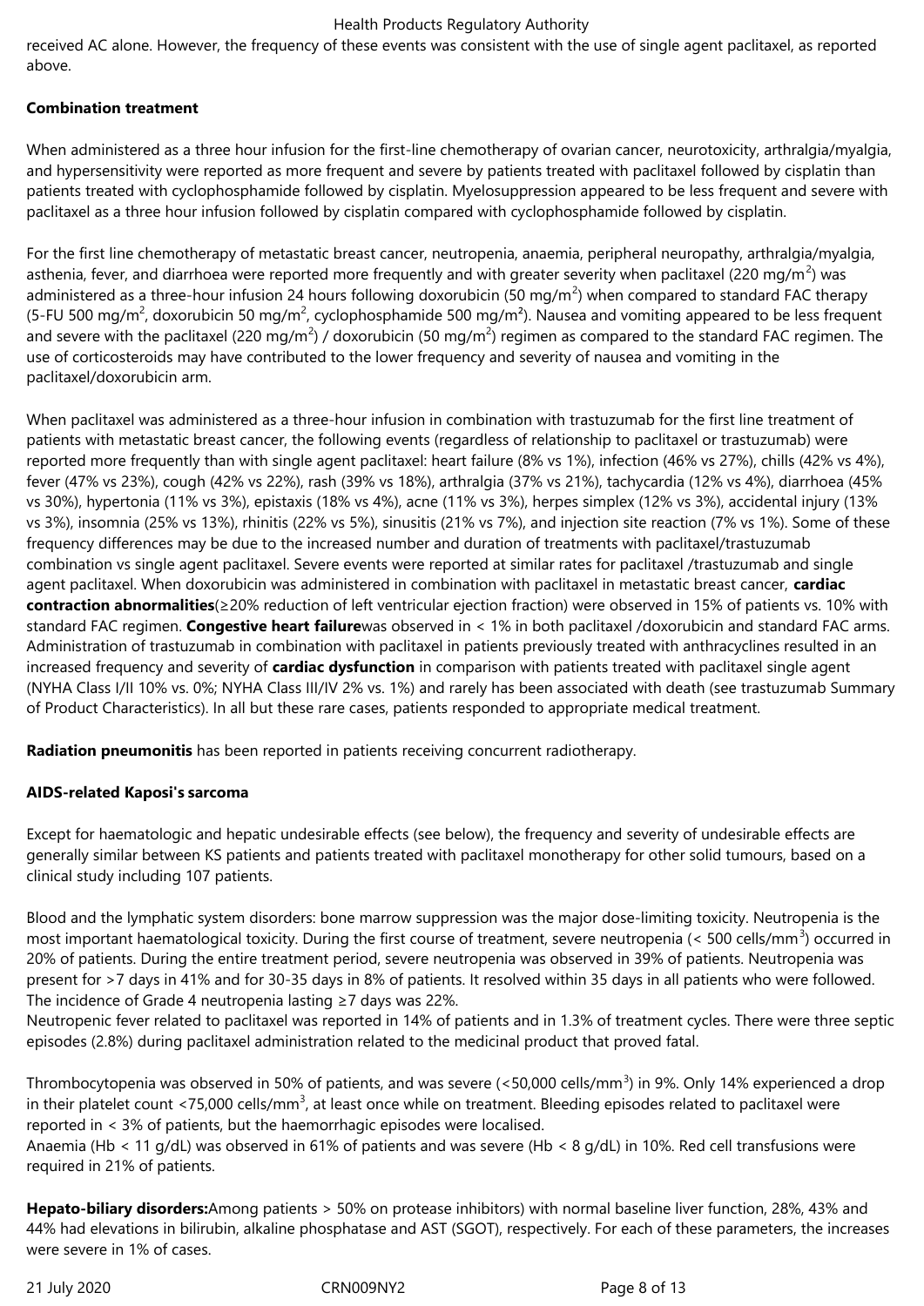received AC alone. However, the frequency of these events was consistent with the use of single agent paclitaxel, as reported above.

**Combination treatment**

When administered as a three hour infusion for the first-line chemotherapy of ovarian cancer, neurotoxicity, arthralgia/myalgia, and hypersensitivity were reported as more frequent and severe by patients treated with paclitaxel followed by cisplatin than patients treated with cyclophosphamide followed by cisplatin. Myelosuppression appeared to be less frequent and severe with paclitaxel as a three hour infusion followed by cisplatin compared with cyclophosphamide followed by cisplatin.

For the first line chemotherapy of metastatic breast cancer, neutropenia, anaemia, peripheral neuropathy, arthralgia/myalgia, asthenia, fever, and diarrhoea were reported more frequently and with greater severity when paclitaxel (220 mg/m$^2$) was administered as a three-hour infusion 24 hours following doxorubicin (50 mg/m$^2$) when compared to standard FAC therapy (5-FU 500 mg/m$^2$, doxorubicin 50 mg/m$^2$, cyclophosphamide 500 mg/m$^2$). Nausea and vomiting appeared to be less frequent and severe with the paclitaxel (220 mg/m$^2$) / doxorubicin (50 mg/m$^2$) regimen as compared to the standard FAC regimen. The use of corticosteroids may have contributed to the lower frequency and severity of nausea and vomiting in the paclitaxel/doxorubicin arm.

When paclitaxel was administered as a three-hour infusion in combination with trastuzumab for the first line treatment of patients with metastatic breast cancer, the following events (regardless of relationship to paclitaxel or trastuzumab) were reported more frequently than with single agent paclitaxel: heart failure (8% vs 1%), infection (46% vs 27%), chills (42% vs 4%), fever (47% vs 23%), cough (42% vs 22%), rash (39% vs 18%), arthralgia (37% vs 21%), tachycardia (12% vs 4%), diarrhoea (45% vs 30%), hypertonia (11% vs 3%), epistaxis (18% vs 4%), acne (11% vs 3%), herpes simplex (12% vs 3%), accidental injury (13% vs 3%), insomnia (25% vs 13%), rhinitis (22% vs 5%), sinusitis (21% vs 7%), and injection site reaction (7% vs 1%). Some of these frequency differences may be due to the increased number and duration of treatments with paclitaxel/trastuzumab combination vs single agent paclitaxel. Severe events were reported at similar rates for paclitaxel /trastuzumab and single agent paclitaxel. When doxorubicin was administered in combination with paclitaxel in metastatic breast cancer, **cardiac contraction abnormalities**(≥20% reduction of left ventricular ejection fraction) were observed in 15% of patients vs. 10% with standard FAC regimen. **Congestive heart failure**was observed in < 1% in both paclitaxel /doxorubicin and standard FAC arms. Administration of trastuzumab in combination with paclitaxel in patients previously treated with anthracyclines resulted in an increased frequency and severity of **cardiac dysfunction** in comparison with patients treated with paclitaxel single agent (NYHA Class I/II 10% vs. 0%; NYHA Class III/IV 2% vs. 1%) and rarely has been associated with death (see trastuzumab Summary of Product Characteristics). In all but these rare cases, patients responded to appropriate medical treatment.

**Radiation pneumonitis** has been reported in patients receiving concurrent radiotherapy.

**AIDS-related Kaposi's sarcoma**

Except for haematologic and hepatic undesirable effects (see below), the frequency and severity of undesirable effects are generally similar between KS patients and patients treated with paclitaxel monotherapy for other solid tumours, based on a clinical study including 107 patients.

Blood and the lymphatic system disorders: bone marrow suppression was the major dose-limiting toxicity. Neutropenia is the most important haematological toxicity. During the first course of treatment, severe neutropenia (< 500 cells/mm$^3$) occurred in 20% of patients. During the entire treatment period, severe neutropenia was observed in 39% of patients. Neutropenia was present for >7 days in 41% and for 30-35 days in 8% of patients. It resolved within 35 days in all patients who were followed. The incidence of Grade 4 neutropenia lasting ≥7 days was 22%.
Neutropenic fever related to paclitaxel was reported in 14% of patients and in 1.3% of treatment cycles. There were three septic episodes (2.8%) during paclitaxel administration related to the medicinal product that proved fatal.

Thrombocytopenia was observed in 50% of patients, and was severe (<50,000 cells/mm$^3$) in 9%. Only 14% experienced a drop in their platelet count <75,000 cells/mm$^3$, at least once while on treatment. Bleeding episodes related to paclitaxel were reported in < 3% of patients, but the haemorrhagic episodes were localised.
Anaemia (Hb < 11 g/dL) was observed in 61% of patients and was severe (Hb < 8 g/dL) in 10%. Red cell transfusions were required in 21% of patients.

**Hepato-biliary disorders:**Among patients > 50% on protease inhibitors) with normal baseline liver function, 28%, 43% and 44% had elevations in bilirubin, alkaline phosphatase and AST (SGOT), respectively. For each of these parameters, the increases were severe in 1% of cases.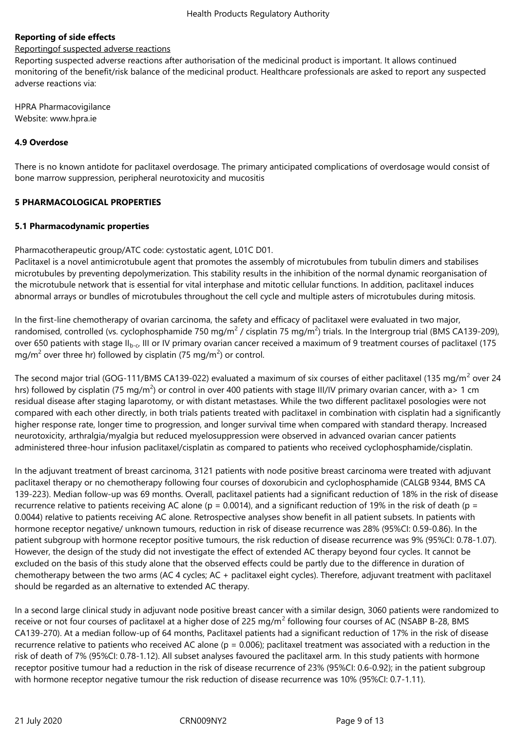**Reporting of side effects**

Reportingof suspected adverse reactions

Reporting suspected adverse reactions after authorisation of the medicinal product is important. It allows continued monitoring of the benefit/risk balance of the medicinal product. Healthcare professionals are asked to report any suspected adverse reactions via:

HPRA Pharmacovigilance
Website: www.hpra.ie

**4.9 Overdose**

There is no known antidote for paclitaxel overdosage. The primary anticipated complications of overdosage would consist of bone marrow suppression, peripheral neurotoxicity and mucositis

**5 PHARMACOLOGICAL PROPERTIES**

**5.1 Pharmacodynamic properties**

Pharmacotherapeutic group/ATC code: cystostatic agent, L01C D01.
Paclitaxel is a novel antimicrotubule agent that promotes the assembly of microtubules from tubulin dimers and stabilises microtubules by preventing depolymerization. This stability results in the inhibition of the normal dynamic reorganisation of the microtubule network that is essential for vital interphase and mitotic cellular functions. In addition, paclitaxel induces abnormal arrays or bundles of microtubules throughout the cell cycle and multiple asters of microtubules during mitosis.

In the first-line chemotherapy of ovarian carcinoma, the safety and efficacy of paclitaxel were evaluated in two major, randomised, controlled (vs. cyclophosphamide 750 mg/m$^2$ / cisplatin 75 mg/m$^2$) trials. In the Intergroup trial (BMS CA139-209), over 650 patients with stage II$_{b-c}$, III or IV primary ovarian cancer received a maximum of 9 treatment courses of paclitaxel (175 mg/m$^2$ over three hr) followed by cisplatin (75 mg/m$^2$) or control.

The second major trial (GOG-111/BMS CA139-022) evaluated a maximum of six courses of either paclitaxel (135 mg/m$^2$ over 24 hrs) followed by cisplatin (75 mg/m$^2$) or control in over 400 patients with stage III/IV primary ovarian cancer, with a> 1 cm residual disease after staging laparotomy, or with distant metastases. While the two different paclitaxel posologies were not compared with each other directly, in both trials patients treated with paclitaxel in combination with cisplatin had a significantly higher response rate, longer time to progression, and longer survival time when compared with standard therapy. Increased neurotoxicity, arthralgia/myalgia but reduced myelosuppression were observed in advanced ovarian cancer patients administered three-hour infusion paclitaxel/cisplatin as compared to patients who received cyclophosphamide/cisplatin.

In the adjuvant treatment of breast carcinoma, 3121 patients with node positive breast carcinoma were treated with adjuvant paclitaxel therapy or no chemotherapy following four courses of doxorubicin and cyclophosphamide (CALGB 9344, BMS CA 139-223). Median follow-up was 69 months. Overall, paclitaxel patients had a significant reduction of 18% in the risk of disease recurrence relative to patients receiving AC alone ($p = 0.0014$), and a significant reduction of 19% in the risk of death ($p = 0.0044$) relative to patients receiving AC alone. Retrospective analyses show benefit in all patient subsets. In patients with hormone receptor negative/ unknown tumours, reduction in risk of disease recurrence was 28% (95%CI: 0.59-0.86). In the patient subgroup with hormone receptor positive tumours, the risk reduction of disease recurrence was 9% (95%CI: 0.78-1.07). However, the design of the study did not investigate the effect of extended AC therapy beyond four cycles. It cannot be excluded on the basis of this study alone that the observed effects could be partly due to the difference in duration of chemotherapy between the two arms (AC 4 cycles; AC + paclitaxel eight cycles). Therefore, adjuvant treatment with paclitaxel should be regarded as an alternative to extended AC therapy.

In a second large clinical study in adjuvant node positive breast cancer with a similar design, 3060 patients were randomized to receive or not four courses of paclitaxel at a higher dose of 225 mg/m$^2$ following four courses of AC (NSABP B-28, BMS CA139-270). At a median follow-up of 64 months, Paclitaxel patients had a significant reduction of 17% in the risk of disease recurrence relative to patients who received AC alone ($p = 0.006$); paclitaxel treatment was associated with a reduction in the risk of death of 7% (95%CI: 0.78-1.12). All subset analyses favoured the paclitaxel arm. In this study patients with hormone receptor positive tumour had a reduction in the risk of disease recurrence of 23% (95%CI: 0.6-0.92); in the patient subgroup with hormone receptor negative tumour the risk reduction of disease recurrence was 10% (95%CI: 0.7-1.11).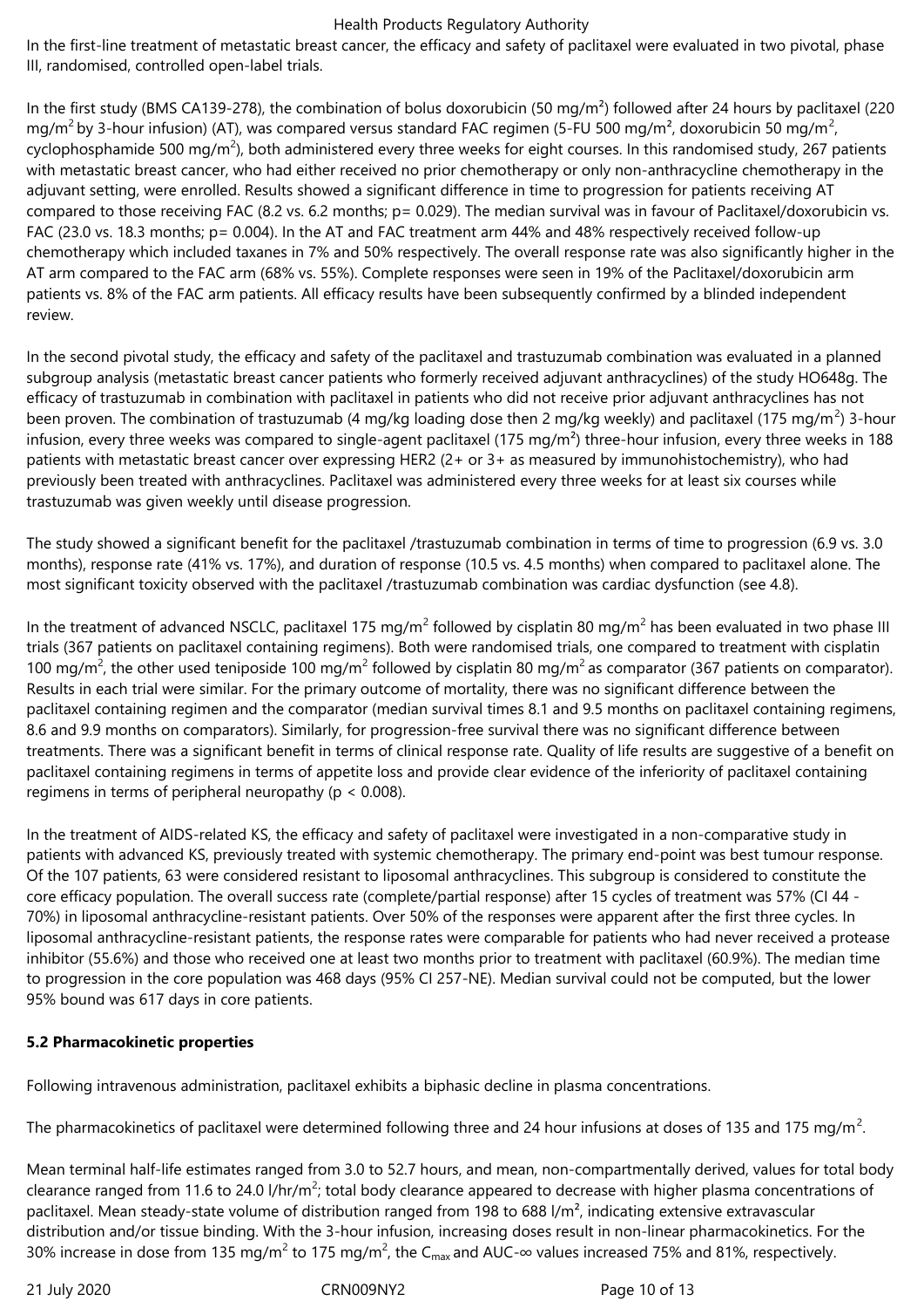In the first-line treatment of metastatic breast cancer, the efficacy and safety of paclitaxel were evaluated in two pivotal, phase III, randomised, controlled open-label trials.

In the first study (BMS CA139-278), the combination of bolus doxorubicin (50 mg/m$^2$) followed after 24 hours by paclitaxel (220 mg/m$^2$ by 3-hour infusion) (AT), was compared versus standard FAC regimen (5-FU 500 mg/m$^2$, doxorubicin 50 mg/m$^2$, cyclophosphamide 500 mg/m$^2$), both administered every three weeks for eight courses. In this randomised study, 267 patients with metastatic breast cancer, who had either received no prior chemotherapy or only non-anthracycline chemotherapy in the adjuvant setting, were enrolled. Results showed a significant difference in time to progression for patients receiving AT compared to those receiving FAC (8.2 vs. 6.2 months; p= 0.029). The median survival was in favour of Paclitaxel/doxorubicin vs. FAC (23.0 vs. 18.3 months; p= 0.004). In the AT and FAC treatment arm 44% and 48% respectively received follow-up chemotherapy which included taxanes in 7% and 50% respectively. The overall response rate was also significantly higher in the AT arm compared to the FAC arm (68% vs. 55%). Complete responses were seen in 19% of the Paclitaxel/doxorubicin arm patients vs. 8% of the FAC arm patients. All efficacy results have been subsequently confirmed by a blinded independent review.

In the second pivotal study, the efficacy and safety of the paclitaxel and trastuzumab combination was evaluated in a planned subgroup analysis (metastatic breast cancer patients who formerly received adjuvant anthracyclines) of the study HO648g. The efficacy of trastuzumab in combination with paclitaxel in patients who did not receive prior adjuvant anthracyclines has not been proven. The combination of trastuzumab (4 mg/kg loading dose then 2 mg/kg weekly) and paclitaxel (175 mg/m$^2$) 3-hour infusion, every three weeks was compared to single-agent paclitaxel (175 mg/m$^2$) three-hour infusion, every three weeks in 188 patients with metastatic breast cancer over expressing HER2 (2+ or 3+ as measured by immunohistochemistry), who had previously been treated with anthracyclines. Paclitaxel was administered every three weeks for at least six courses while trastuzumab was given weekly until disease progression.

The study showed a significant benefit for the paclitaxel /trastuzumab combination in terms of time to progression (6.9 vs. 3.0 months), response rate (41% vs. 17%), and duration of response (10.5 vs. 4.5 months) when compared to paclitaxel alone. The most significant toxicity observed with the paclitaxel /trastuzumab combination was cardiac dysfunction (see 4.8).

In the treatment of advanced NSCLC, paclitaxel 175 mg/m$^2$ followed by cisplatin 80 mg/m$^2$ has been evaluated in two phase III trials (367 patients on paclitaxel containing regimens). Both were randomised trials, one compared to treatment with cisplatin 100 mg/m$^2$, the other used teniposide 100 mg/m$^2$ followed by cisplatin 80 mg/m$^2$ as comparator (367 patients on comparator). Results in each trial were similar. For the primary outcome of mortality, there was no significant difference between the paclitaxel containing regimen and the comparator (median survival times 8.1 and 9.5 months on paclitaxel containing regimens, 8.6 and 9.9 months on comparators). Similarly, for progression-free survival there was no significant difference between treatments. There was a significant benefit in terms of clinical response rate. Quality of life results are suggestive of a benefit on paclitaxel containing regimens in terms of appetite loss and provide clear evidence of the inferiority of paclitaxel containing regimens in terms of peripheral neuropathy ($p < 0.008$).

In the treatment of AIDS-related KS, the efficacy and safety of paclitaxel were investigated in a non-comparative study in patients with advanced KS, previously treated with systemic chemotherapy. The primary end-point was best tumour response. Of the 107 patients, 63 were considered resistant to liposomal anthracyclines. This subgroup is considered to constitute the core efficacy population. The overall success rate (complete/partial response) after 15 cycles of treatment was 57% (CI 44 - 70%) in liposomal anthracycline-resistant patients. Over 50% of the responses were apparent after the first three cycles. In liposomal anthracycline-resistant patients, the response rates were comparable for patients who had never received a protease inhibitor (55.6%) and those who received one at least two months prior to treatment with paclitaxel (60.9%). The median time to progression in the core population was 468 days (95% CI 257-NE). Median survival could not be computed, but the lower 95% bound was 617 days in core patients.

## 5.2 Pharmacokinetic properties

Following intravenous administration, paclitaxel exhibits a biphasic decline in plasma concentrations.

The pharmacokinetics of paclitaxel were determined following three and 24 hour infusions at doses of 135 and 175 mg/m$^2$.

Mean terminal half-life estimates ranged from 3.0 to 52.7 hours, and mean, non-compartmentally derived, values for total body clearance ranged from 11.6 to 24.0 l/hr/m$^2$; total body clearance appeared to decrease with higher plasma concentrations of paclitaxel. Mean steady-state volume of distribution ranged from 198 to 688 l/m$^2$, indicating extensive extravascular distribution and/or tissue binding. With the 3-hour infusion, increasing doses result in non-linear pharmacokinetics. For the 30% increase in dose from 135 mg/m$^2$ to 175 mg/m$^2$, the $C_{max}$ and AUC-∞ values increased 75% and 81%, respectively.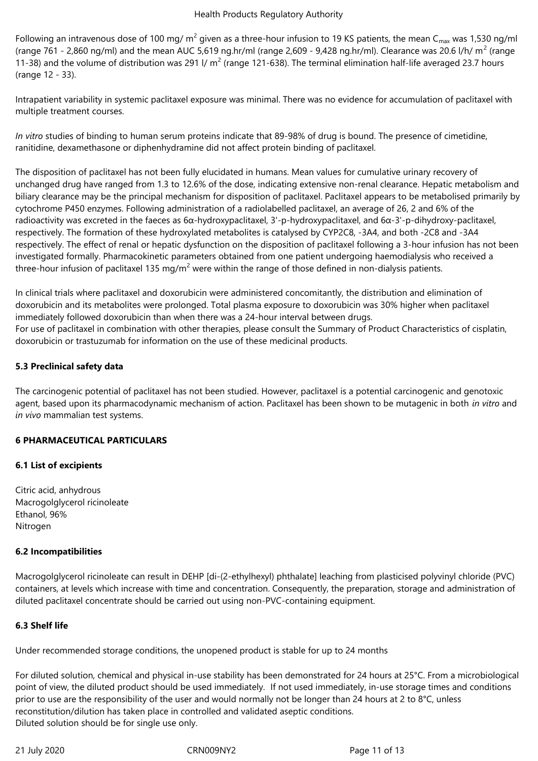Following an intravenous dose of 100 mg/ $m^2$ given as a three-hour infusion to 19 KS patients, the mean $C_{max}$ was 1,530 ng/ml (range 761 - 2,860 ng/ml) and the mean AUC 5,619 ng.hr/ml (range 2,609 - 9,428 ng.hr/ml). Clearance was 20.6 l/h/ $m^2$ (range 11-38) and the volume of distribution was 291 l/ $m^2$ (range 121-638). The terminal elimination half-life averaged 23.7 hours (range 12 - 33).

Intrapatient variability in systemic paclitaxel exposure was minimal. There was no evidence for accumulation of paclitaxel with multiple treatment courses.

*In vitro* studies of binding to human serum proteins indicate that 89-98% of drug is bound. The presence of cimetidine, ranitidine, dexamethasone or diphenhydramine did not affect protein binding of paclitaxel.

The disposition of paclitaxel has not been fully elucidated in humans. Mean values for cumulative urinary recovery of unchanged drug have ranged from 1.3 to 12.6% of the dose, indicating extensive non-renal clearance. Hepatic metabolism and biliary clearance may be the principal mechanism for disposition of paclitaxel. Paclitaxel appears to be metabolised primarily by cytochrome P450 enzymes. Following administration of a radiolabelled paclitaxel, an average of 26, 2 and 6% of the radioactivity was excreted in the faeces as 6α-hydroxypaclitaxel, 3'-p-hydroxypaclitaxel, and 6α-3'-p-dihydroxy-paclitaxel, respectively. The formation of these hydroxylated metabolites is catalysed by CYP2C8, -3A4, and both -2C8 and -3A4 respectively. The effect of renal or hepatic dysfunction on the disposition of paclitaxel following a 3-hour infusion has not been investigated formally. Pharmacokinetic parameters obtained from one patient undergoing haemodialysis who received a three-hour infusion of paclitaxel 135 mg/$m^2$ were within the range of those defined in non-dialysis patients.

In clinical trials where paclitaxel and doxorubicin were administered concomitantly, the distribution and elimination of doxorubicin and its metabolites were prolonged. Total plasma exposure to doxorubicin was 30% higher when paclitaxel immediately followed doxorubicin than when there was a 24-hour interval between drugs.
For use of paclitaxel in combination with other therapies, please consult the Summary of Product Characteristics of cisplatin, doxorubicin or trastuzumab for information on the use of these medicinal products.

**5.3 Preclinical safety data**

The carcinogenic potential of paclitaxel has not been studied. However, paclitaxel is a potential carcinogenic and genotoxic agent, based upon its pharmacodynamic mechanism of action. Paclitaxel has been shown to be mutagenic in both *in vitro* and *in vivo* mammalian test systems.

**6 PHARMACEUTICAL PARTICULARS**

**6.1 List of excipients**

Citric acid, anhydrous
Macrogolglycerol ricinoleate
Ethanol, 96%
Nitrogen

**6.2 Incompatibilities**

Macrogolglycerol ricinoleate can result in DEHP [di-(2-ethylhexyl) phthalate] leaching from plasticised polyvinyl chloride (PVC) containers, at levels which increase with time and concentration. Consequently, the preparation, storage and administration of diluted paclitaxel concentrate should be carried out using non-PVC-containing equipment.

**6.3 Shelf life**

Under recommended storage conditions, the unopened product is stable for up to 24 months

For diluted solution, chemical and physical in-use stability has been demonstrated for 24 hours at 25°C. From a microbiological point of view, the diluted product should be used immediately. If not used immediately, in-use storage times and conditions prior to use are the responsibility of the user and would normally not be longer than 24 hours at 2 to 8°C, unless reconstitution/dilution has taken place in controlled and validated aseptic conditions.
Diluted solution should be for single use only.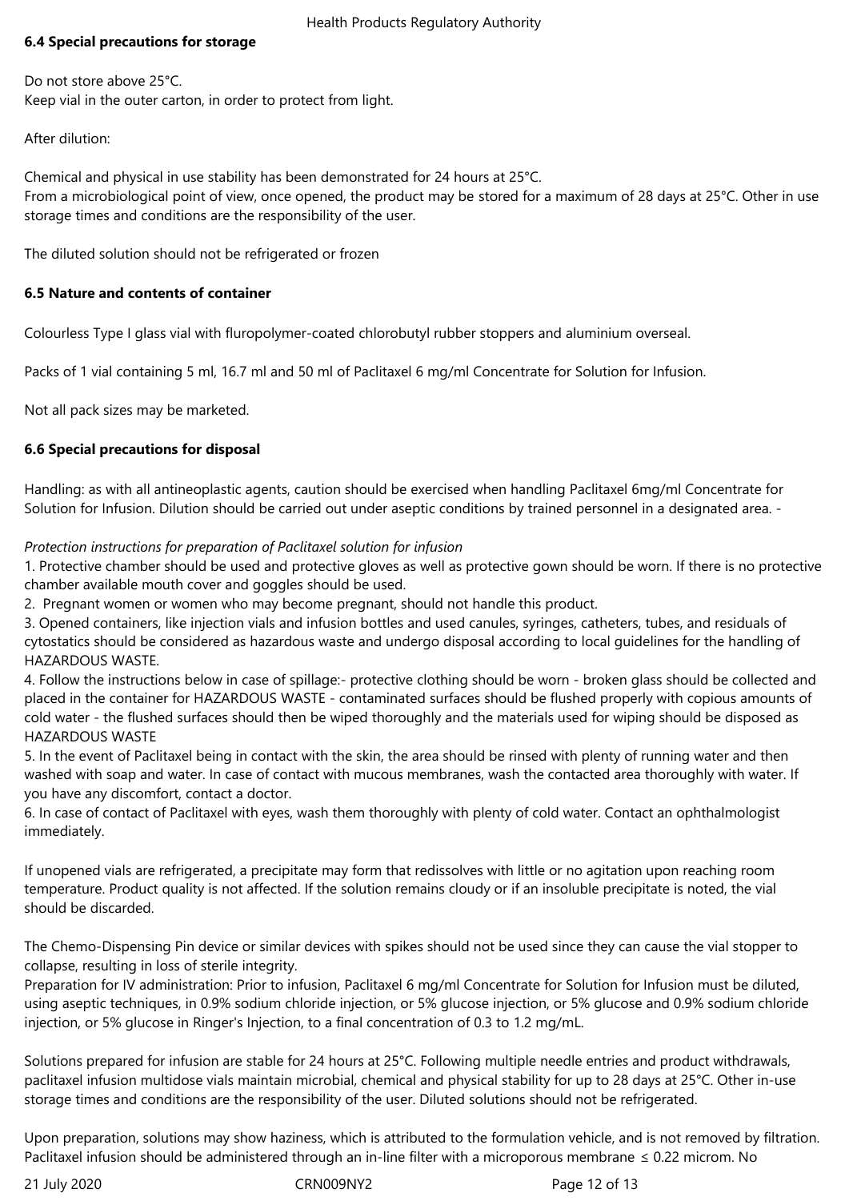### 6.4 Special precautions for storage

Do not store above 25°C.
Keep vial in the outer carton, in order to protect from light.

After dilution:

Chemical and physical in use stability has been demonstrated for 24 hours at 25°C.
From a microbiological point of view, once opened, the product may be stored for a maximum of 28 days at 25°C. Other in use storage times and conditions are the responsibility of the user.

The diluted solution should not be refrigerated or frozen

### 6.5 Nature and contents of container

Colourless Type I glass vial with fluropolymer-coated chlorobutyl rubber stoppers and aluminium overseal.

Packs of 1 vial containing 5 ml, 16.7 ml and 50 ml of Paclitaxel 6 mg/ml Concentrate for Solution for Infusion.

Not all pack sizes may be marketed.

### 6.6 Special precautions for disposal

Handling: as with all antineoplastic agents, caution should be exercised when handling Paclitaxel 6mg/ml Concentrate for Solution for Infusion. Dilution should be carried out under aseptic conditions by trained personnel in a designated area. -

*Protection instructions for preparation of Paclitaxel solution for infusion*

1. Protective chamber should be used and protective gloves as well as protective gown should be worn. If there is no protective chamber available mouth cover and goggles should be used.
2. Pregnant women or women who may become pregnant, should not handle this product.
3. Opened containers, like injection vials and infusion bottles and used canules, syringes, catheters, tubes, and residuals of cytostatics should be considered as hazardous waste and undergo disposal according to local guidelines for the handling of HAZARDOUS WASTE.
4. Follow the instructions below in case of spillage:- protective clothing should be worn - broken glass should be collected and placed in the container for HAZARDOUS WASTE - contaminated surfaces should be flushed properly with copious amounts of cold water - the flushed surfaces should then be wiped thoroughly and the materials used for wiping should be disposed as HAZARDOUS WASTE
5. In the event of Paclitaxel being in contact with the skin, the area should be rinsed with plenty of running water and then washed with soap and water. In case of contact with mucous membranes, wash the contacted area thoroughly with water. If you have any discomfort, contact a doctor.
6. In case of contact of Paclitaxel with eyes, wash them thoroughly with plenty of cold water. Contact an ophthalmologist immediately.

If unopened vials are refrigerated, a precipitate may form that redissolves with little or no agitation upon reaching room temperature. Product quality is not affected. If the solution remains cloudy or if an insoluble precipitate is noted, the vial should be discarded.

The Chemo-Dispensing Pin device or similar devices with spikes should not be used since they can cause the vial stopper to collapse, resulting in loss of sterile integrity.
Preparation for IV administration: Prior to infusion, Paclitaxel 6 mg/ml Concentrate for Solution for Infusion must be diluted, using aseptic techniques, in 0.9% sodium chloride injection, or 5% glucose injection, or 5% glucose and 0.9% sodium chloride injection, or 5% glucose in Ringer's Injection, to a final concentration of 0.3 to 1.2 mg/mL.

Solutions prepared for infusion are stable for 24 hours at 25°C. Following multiple needle entries and product withdrawals, paclitaxel infusion multidose vials maintain microbial, chemical and physical stability for up to 28 days at 25°C. Other in-use storage times and conditions are the responsibility of the user. Diluted solutions should not be refrigerated.

Upon preparation, solutions may show haziness, which is attributed to the formulation vehicle, and is not removed by filtration. Paclitaxel infusion should be administered through an in-line filter with a microporous membrane ≤ 0.22 microm. No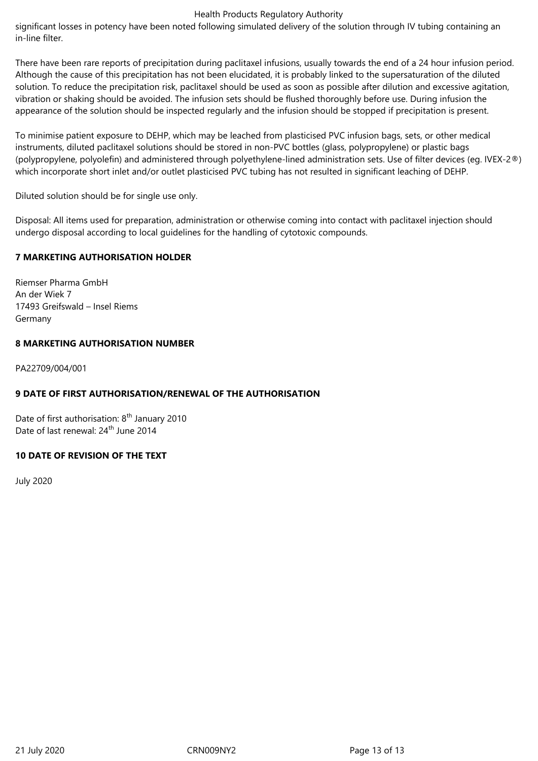significant losses in potency have been noted following simulated delivery of the solution through IV tubing containing an in-line filter.

There have been rare reports of precipitation during paclitaxel infusions, usually towards the end of a 24 hour infusion period. Although the cause of this precipitation has not been elucidated, it is probably linked to the supersaturation of the diluted solution. To reduce the precipitation risk, paclitaxel should be used as soon as possible after dilution and excessive agitation, vibration or shaking should be avoided. The infusion sets should be flushed thoroughly before use. During infusion the appearance of the solution should be inspected regularly and the infusion should be stopped if precipitation is present.

To minimise patient exposure to DEHP, which may be leached from plasticised PVC infusion bags, sets, or other medical instruments, diluted paclitaxel solutions should be stored in non-PVC bottles (glass, polypropylene) or plastic bags (polypropylene, polyolefin) and administered through polyethylene-lined administration sets. Use of filter devices (eg. IVEX-2®) which incorporate short inlet and/or outlet plasticised PVC tubing has not resulted in significant leaching of DEHP.

Diluted solution should be for single use only.

Disposal: All items used for preparation, administration or otherwise coming into contact with paclitaxel injection should undergo disposal according to local guidelines for the handling of cytotoxic compounds.

## 7 MARKETING AUTHORISATION HOLDER

Riemser Pharma GmbH
An der Wiek 7
17493 Greifswald – Insel Riems
Germany

## 8 MARKETING AUTHORISATION NUMBER

PA22709/004/001

## 9 DATE OF FIRST AUTHORISATION/RENEWAL OF THE AUTHORISATION

Date of first authorisation: 8th January 2010
Date of last renewal: 24th June 2014

## 10 DATE OF REVISION OF THE TEXT

July 2020